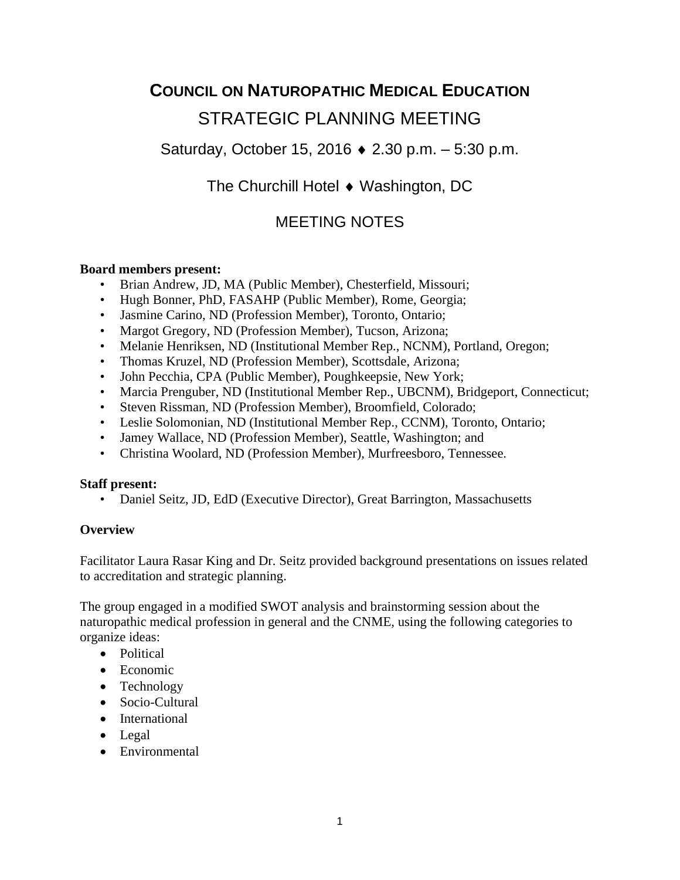# Council on Naturopathic Medical Education

## STRATEGIC PLANNING MEETING

Saturday, October 15, 2016 ♦ 2.30 p.m. – 5:30 p.m.

The Churchill Hotel ♦ Washington, DC

## MEETING NOTES

**Board members present:**

- Brian Andrew, JD, MA (Public Member), Chesterfield, Missouri;
- Hugh Bonner, PhD, FASAHP (Public Member), Rome, Georgia;
- Jasmine Carino, ND (Profession Member), Toronto, Ontario;
- Margot Gregory, ND (Profession Member), Tucson, Arizona;
- Melanie Henriksen, ND (Institutional Member Rep., NCNM), Portland, Oregon;
- Thomas Kruzel, ND (Profession Member), Scottsdale, Arizona;
- John Pecchia, CPA (Public Member), Poughkeepsie, New York;
- Marcia Prenguber, ND (Institutional Member Rep., UBCNM), Bridgeport, Connecticut;
- Steven Rissman, ND (Profession Member), Broomfield, Colorado;
- Leslie Solomonian, ND (Institutional Member Rep., CCNM), Toronto, Ontario;
- Jamey Wallace, ND (Profession Member), Seattle, Washington; and
- Christina Woolard, ND (Profession Member), Murfreesboro, Tennessee.

**Staff present:**

- Daniel Seitz, JD, EdD (Executive Director), Great Barrington, Massachusetts

**Overview**

Facilitator Laura Rasar King and Dr. Seitz provided background presentations on issues related to accreditation and strategic planning.

The group engaged in a modified SWOT analysis and brainstorming session about the naturopathic medical profession in general and the CNME, using the following categories to organize ideas:

- Political
- Economic
- Technology
- Socio-Cultural
- International
- Legal
- Environmental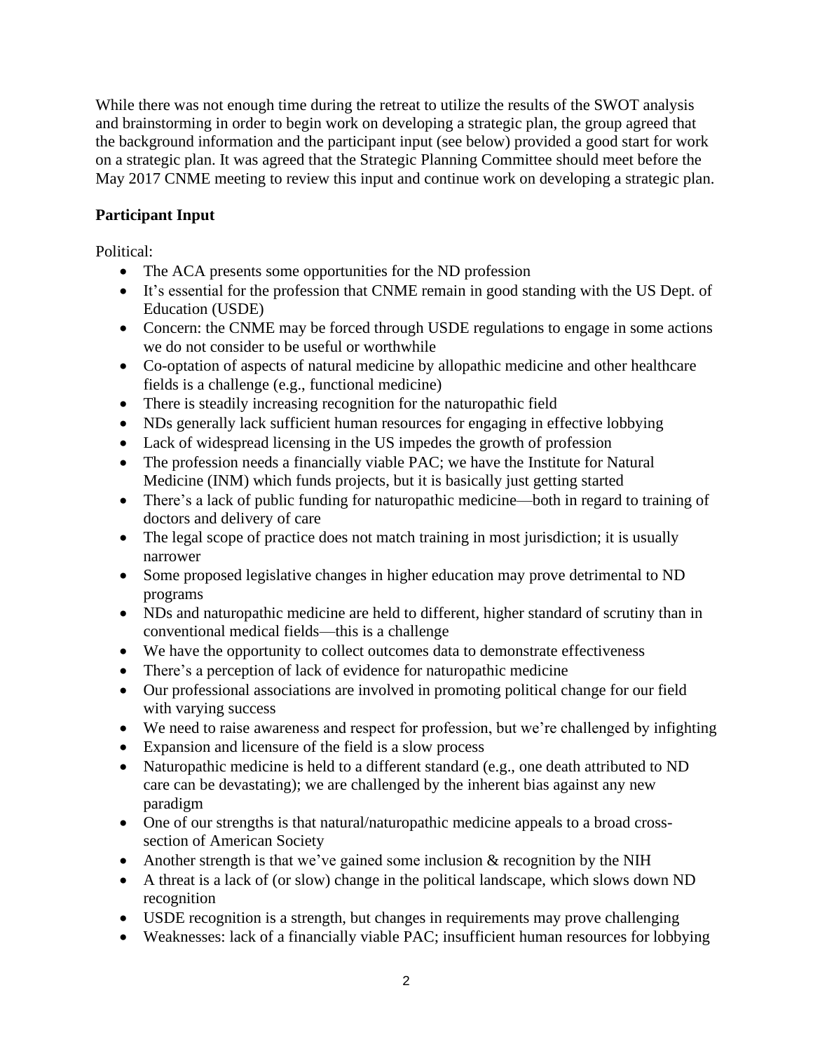While there was not enough time during the retreat to utilize the results of the SWOT analysis and brainstorming in order to begin work on developing a strategic plan, the group agreed that the background information and the participant input (see below) provided a good start for work on a strategic plan. It was agreed that the Strategic Planning Committee should meet before the May 2017 CNME meeting to review this input and continue work on developing a strategic plan.

**Participant Input**

Political:

- The ACA presents some opportunities for the ND profession
- It's essential for the profession that CNME remain in good standing with the US Dept. of Education (USDE)
- Concern: the CNME may be forced through USDE regulations to engage in some actions we do not consider to be useful or worthwhile
- Co-optation of aspects of natural medicine by allopathic medicine and other healthcare fields is a challenge (e.g., functional medicine)
- There is steadily increasing recognition for the naturopathic field
- NDs generally lack sufficient human resources for engaging in effective lobbying
- Lack of widespread licensing in the US impedes the growth of profession
- The profession needs a financially viable PAC; we have the Institute for Natural Medicine (INM) which funds projects, but it is basically just getting started
- There's a lack of public funding for naturopathic medicine—both in regard to training of doctors and delivery of care
- The legal scope of practice does not match training in most jurisdiction; it is usually narrower
- Some proposed legislative changes in higher education may prove detrimental to ND programs
- NDs and naturopathic medicine are held to different, higher standard of scrutiny than in conventional medical fields—this is a challenge
- We have the opportunity to collect outcomes data to demonstrate effectiveness
- There's a perception of lack of evidence for naturopathic medicine
- Our professional associations are involved in promoting political change for our field with varying success
- We need to raise awareness and respect for profession, but we're challenged by infighting
- Expansion and licensure of the field is a slow process
- Naturopathic medicine is held to a different standard (e.g., one death attributed to ND care can be devastating); we are challenged by the inherent bias against any new paradigm
- One of our strengths is that natural/naturopathic medicine appeals to a broad cross-section of American Society
- Another strength is that we've gained some inclusion & recognition by the NIH
- A threat is a lack of (or slow) change in the political landscape, which slows down ND recognition
- USDE recognition is a strength, but changes in requirements may prove challenging
- Weaknesses: lack of a financially viable PAC; insufficient human resources for lobbying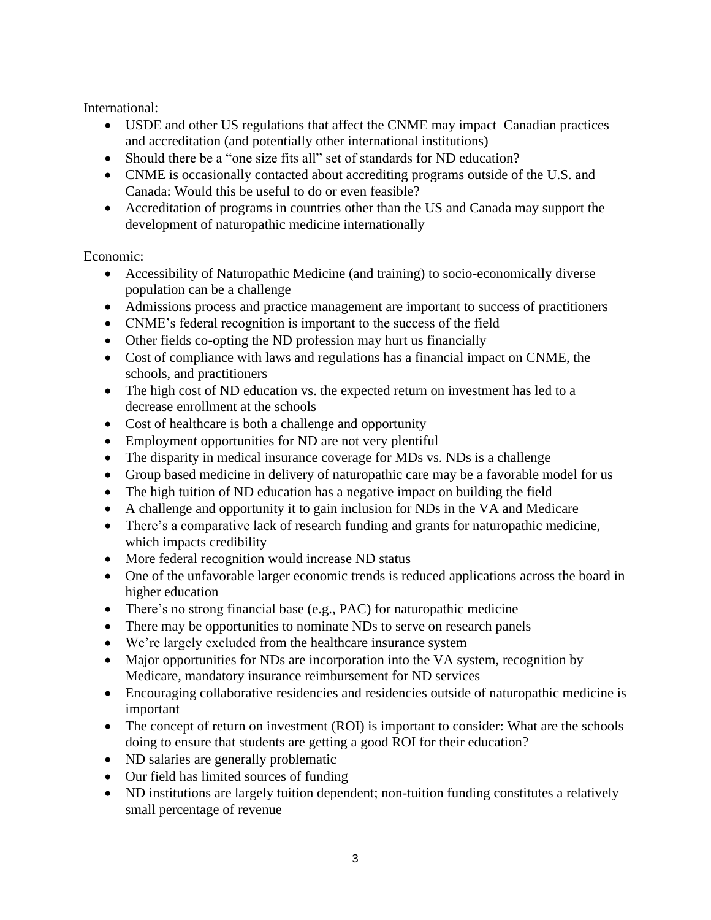International:

- USDE and other US regulations that affect the CNME may impact Canadian practices and accreditation (and potentially other international institutions)
- Should there be a "one size fits all" set of standards for ND education?
- CNME is occasionally contacted about accrediting programs outside of the U.S. and Canada: Would this be useful to do or even feasible?
- Accreditation of programs in countries other than the US and Canada may support the development of naturopathic medicine internationally

Economic:

- Accessibility of Naturopathic Medicine (and training) to socio-economically diverse population can be a challenge
- Admissions process and practice management are important to success of practitioners
- CNME's federal recognition is important to the success of the field
- Other fields co-opting the ND profession may hurt us financially
- Cost of compliance with laws and regulations has a financial impact on CNME, the schools, and practitioners
- The high cost of ND education vs. the expected return on investment has led to a decrease enrollment at the schools
- Cost of healthcare is both a challenge and opportunity
- Employment opportunities for ND are not very plentiful
- The disparity in medical insurance coverage for MDs vs. NDs is a challenge
- Group based medicine in delivery of naturopathic care may be a favorable model for us
- The high tuition of ND education has a negative impact on building the field
- A challenge and opportunity it to gain inclusion for NDs in the VA and Medicare
- There's a comparative lack of research funding and grants for naturopathic medicine, which impacts credibility
- More federal recognition would increase ND status
- One of the unfavorable larger economic trends is reduced applications across the board in higher education
- There's no strong financial base (e.g., PAC) for naturopathic medicine
- There may be opportunities to nominate NDs to serve on research panels
- We're largely excluded from the healthcare insurance system
- Major opportunities for NDs are incorporation into the VA system, recognition by Medicare, mandatory insurance reimbursement for ND services
- Encouraging collaborative residencies and residencies outside of naturopathic medicine is important
- The concept of return on investment (ROI) is important to consider: What are the schools doing to ensure that students are getting a good ROI for their education?
- ND salaries are generally problematic
- Our field has limited sources of funding
- ND institutions are largely tuition dependent; non-tuition funding constitutes a relatively small percentage of revenue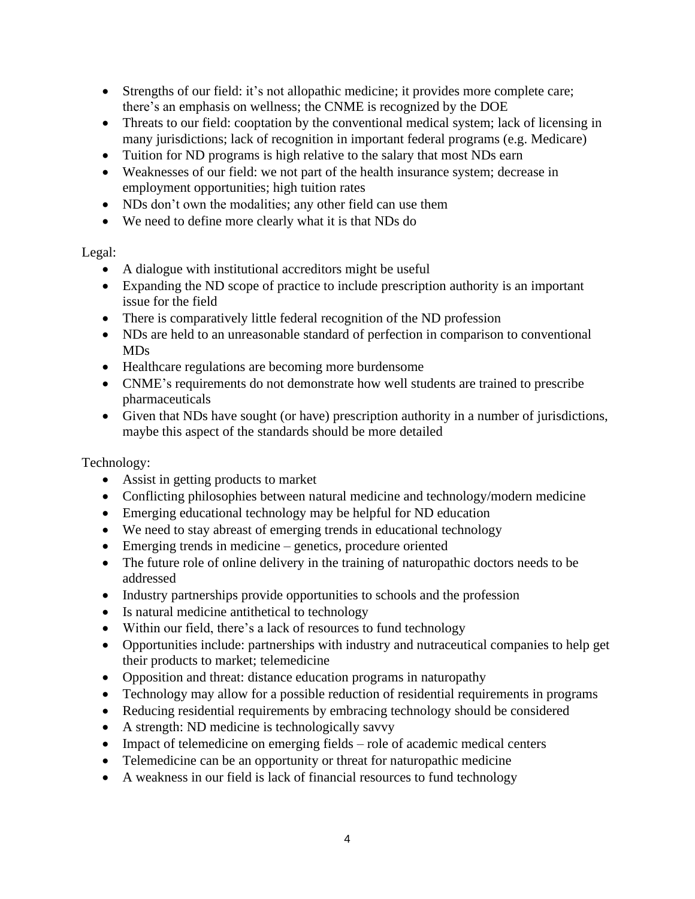- Strengths of our field: it's not allopathic medicine; it provides more complete care; there's an emphasis on wellness; the CNME is recognized by the DOE
- Threats to our field: cooptation by the conventional medical system; lack of licensing in many jurisdictions; lack of recognition in important federal programs (e.g. Medicare)
- Tuition for ND programs is high relative to the salary that most NDs earn
- Weaknesses of our field: we not part of the health insurance system; decrease in employment opportunities; high tuition rates
- NDs don't own the modalities; any other field can use them
- We need to define more clearly what it is that NDs do

Legal:

- A dialogue with institutional accreditors might be useful
- Expanding the ND scope of practice to include prescription authority is an important issue for the field
- There is comparatively little federal recognition of the ND profession
- NDs are held to an unreasonable standard of perfection in comparison to conventional MDs
- Healthcare regulations are becoming more burdensome
- CNME's requirements do not demonstrate how well students are trained to prescribe pharmaceuticals
- Given that NDs have sought (or have) prescription authority in a number of jurisdictions, maybe this aspect of the standards should be more detailed

Technology:

- Assist in getting products to market
- Conflicting philosophies between natural medicine and technology/modern medicine
- Emerging educational technology may be helpful for ND education
- We need to stay abreast of emerging trends in educational technology
- Emerging trends in medicine – genetics, procedure oriented
- The future role of online delivery in the training of naturopathic doctors needs to be addressed
- Industry partnerships provide opportunities to schools and the profession
- Is natural medicine antithetical to technology
- Within our field, there's a lack of resources to fund technology
- Opportunities include: partnerships with industry and nutraceutical companies to help get their products to market; telemedicine
- Opposition and threat: distance education programs in naturopathy
- Technology may allow for a possible reduction of residential requirements in programs
- Reducing residential requirements by embracing technology should be considered
- A strength: ND medicine is technologically savvy
- Impact of telemedicine on emerging fields – role of academic medical centers
- Telemedicine can be an opportunity or threat for naturopathic medicine
- A weakness in our field is lack of financial resources to fund technology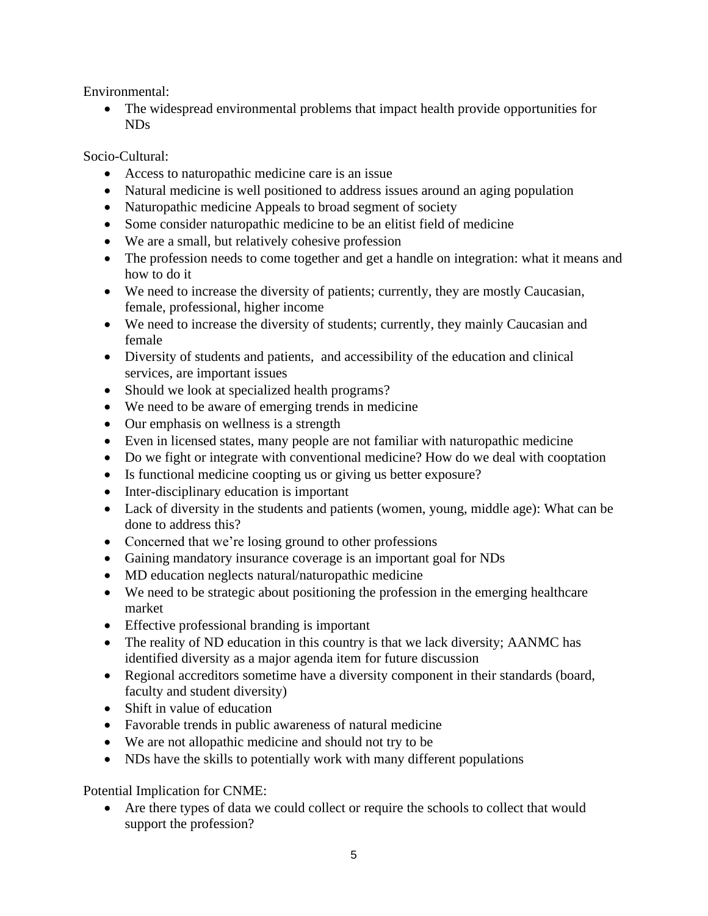Environmental:

- The widespread environmental problems that impact health provide opportunities for NDs

Socio-Cultural:

- Access to naturopathic medicine care is an issue
- Natural medicine is well positioned to address issues around an aging population
- Naturopathic medicine Appeals to broad segment of society
- Some consider naturopathic medicine to be an elitist field of medicine
- We are a small, but relatively cohesive profession
- The profession needs to come together and get a handle on integration: what it means and how to do it
- We need to increase the diversity of patients; currently, they are mostly Caucasian, female, professional, higher income
- We need to increase the diversity of students; currently, they mainly Caucasian and female
- Diversity of students and patients, and accessibility of the education and clinical services, are important issues
- Should we look at specialized health programs?
- We need to be aware of emerging trends in medicine
- Our emphasis on wellness is a strength
- Even in licensed states, many people are not familiar with naturopathic medicine
- Do we fight or integrate with conventional medicine? How do we deal with cooptation
- Is functional medicine coopting us or giving us better exposure?
- Inter-disciplinary education is important
- Lack of diversity in the students and patients (women, young, middle age): What can be done to address this?
- Concerned that we're losing ground to other professions
- Gaining mandatory insurance coverage is an important goal for NDs
- MD education neglects natural/naturopathic medicine
- We need to be strategic about positioning the profession in the emerging healthcare market
- Effective professional branding is important
- The reality of ND education in this country is that we lack diversity; AANMC has identified diversity as a major agenda item for future discussion
- Regional accreditors sometime have a diversity component in their standards (board, faculty and student diversity)
- Shift in value of education
- Favorable trends in public awareness of natural medicine
- We are not allopathic medicine and should not try to be
- NDs have the skills to potentially work with many different populations

Potential Implication for CNME:

- Are there types of data we could collect or require the schools to collect that would support the profession?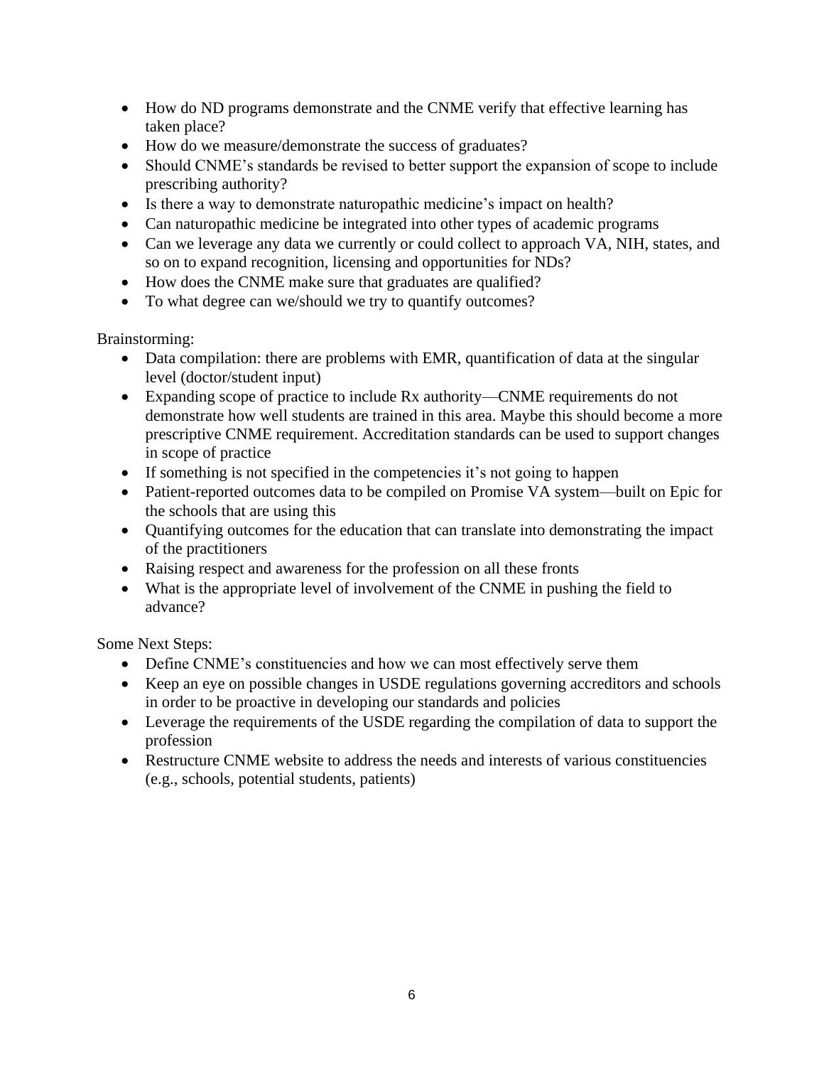- How do ND programs demonstrate and the CNME verify that effective learning has taken place?
- How do we measure/demonstrate the success of graduates?
- Should CNME's standards be revised to better support the expansion of scope to include prescribing authority?
- Is there a way to demonstrate naturopathic medicine's impact on health?
- Can naturopathic medicine be integrated into other types of academic programs
- Can we leverage any data we currently or could collect to approach VA, NIH, states, and so on to expand recognition, licensing and opportunities for NDs?
- How does the CNME make sure that graduates are qualified?
- To what degree can we/should we try to quantify outcomes?

Brainstorming:

- Data compilation: there are problems with EMR, quantification of data at the singular level (doctor/student input)
- Expanding scope of practice to include Rx authority—CNME requirements do not demonstrate how well students are trained in this area. Maybe this should become a more prescriptive CNME requirement. Accreditation standards can be used to support changes in scope of practice
- If something is not specified in the competencies it's not going to happen
- Patient-reported outcomes data to be compiled on Promise VA system—built on Epic for the schools that are using this
- Quantifying outcomes for the education that can translate into demonstrating the impact of the practitioners
- Raising respect and awareness for the profession on all these fronts
- What is the appropriate level of involvement of the CNME in pushing the field to advance?

Some Next Steps:

- Define CNME's constituencies and how we can most effectively serve them
- Keep an eye on possible changes in USDE regulations governing accreditors and schools in order to be proactive in developing our standards and policies
- Leverage the requirements of the USDE regarding the compilation of data to support the profession
- Restructure CNME website to address the needs and interests of various constituencies (e.g., schools, potential students, patients)